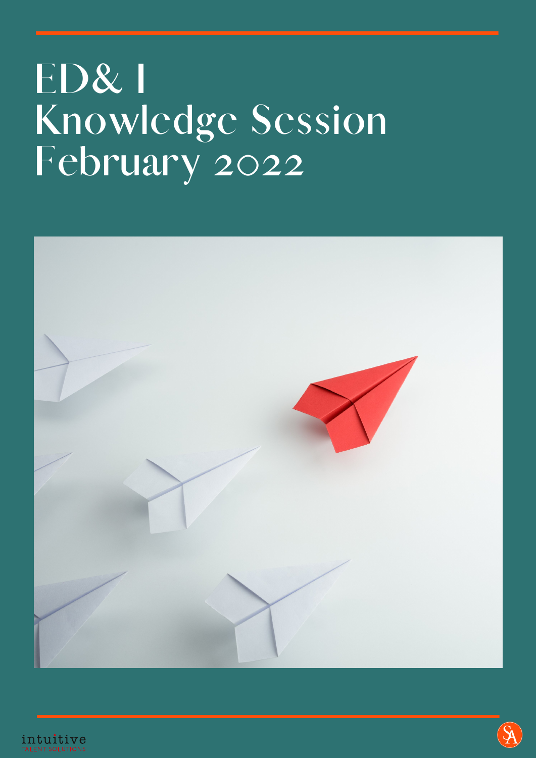# ED& I Knowledge Session February 2022

intuitive
TALENT SOLUTIONS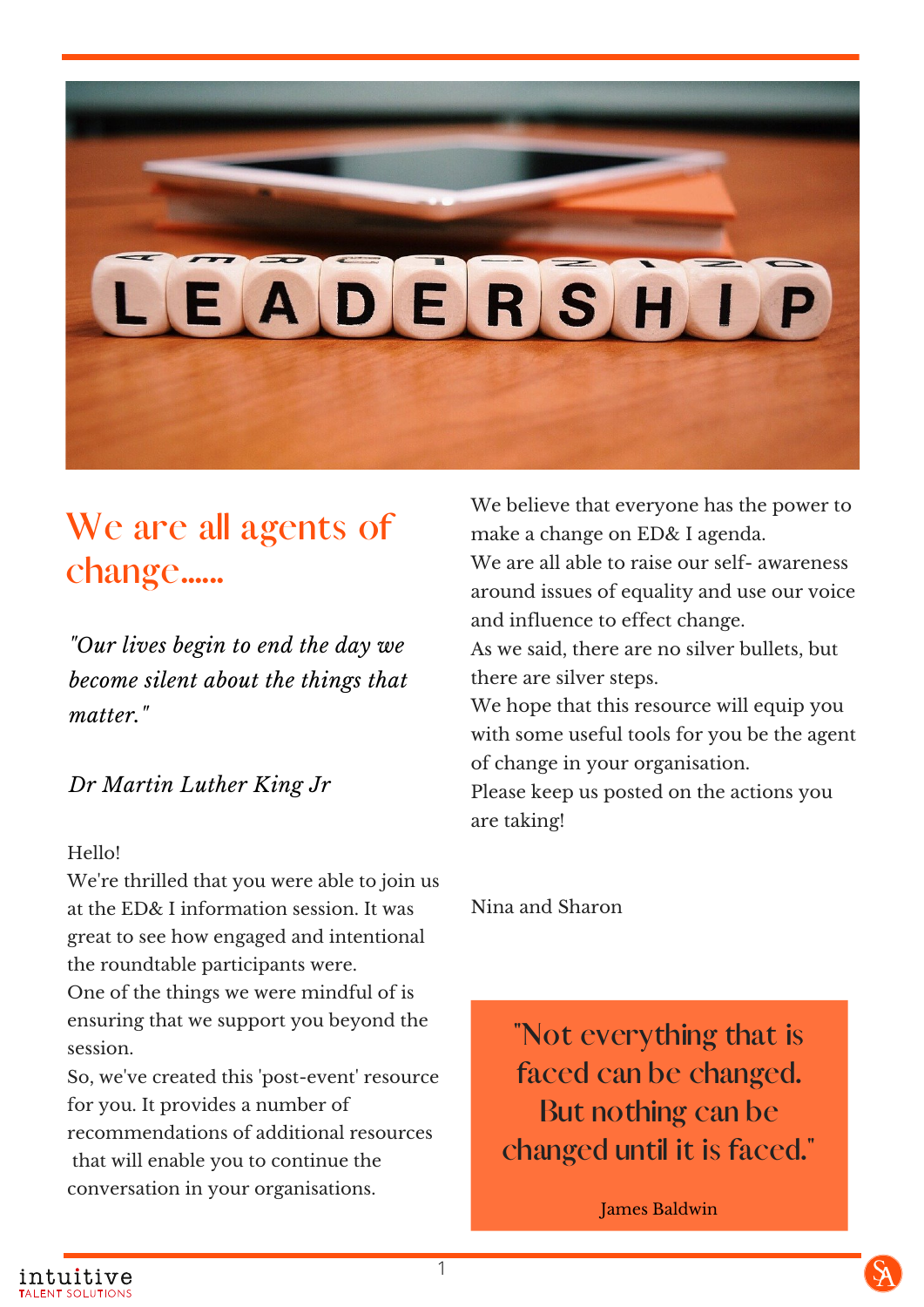# We are all agents of change......

*"Our lives begin to end the day we become silent about the things that matter."*

*Dr Martin Luther King Jr*

Hello!
We're thrilled that you were able to join us at the ED& I information session. It was great to see how engaged and intentional the roundtable participants were.
One of the things we were mindful of is ensuring that we support you beyond the session.
So, we've created this 'post-event' resource for you. It provides a number of recommendations of additional resources that will enable you to continue the conversation in your organisations.

We believe that everyone has the power to make a change on ED& I agenda.
We are all able to raise our self- awareness around issues of equality and use our voice and influence to effect change.
As we said, there are no silver bullets, but there are silver steps.
We hope that this resource will equip you with some useful tools for you be the agent of change in your organisation.
Please keep us posted on the actions you are taking!

Nina and Sharon

> "Not everything that is faced can be changed. But nothing can be changed until it is faced."
>
> James Baldwin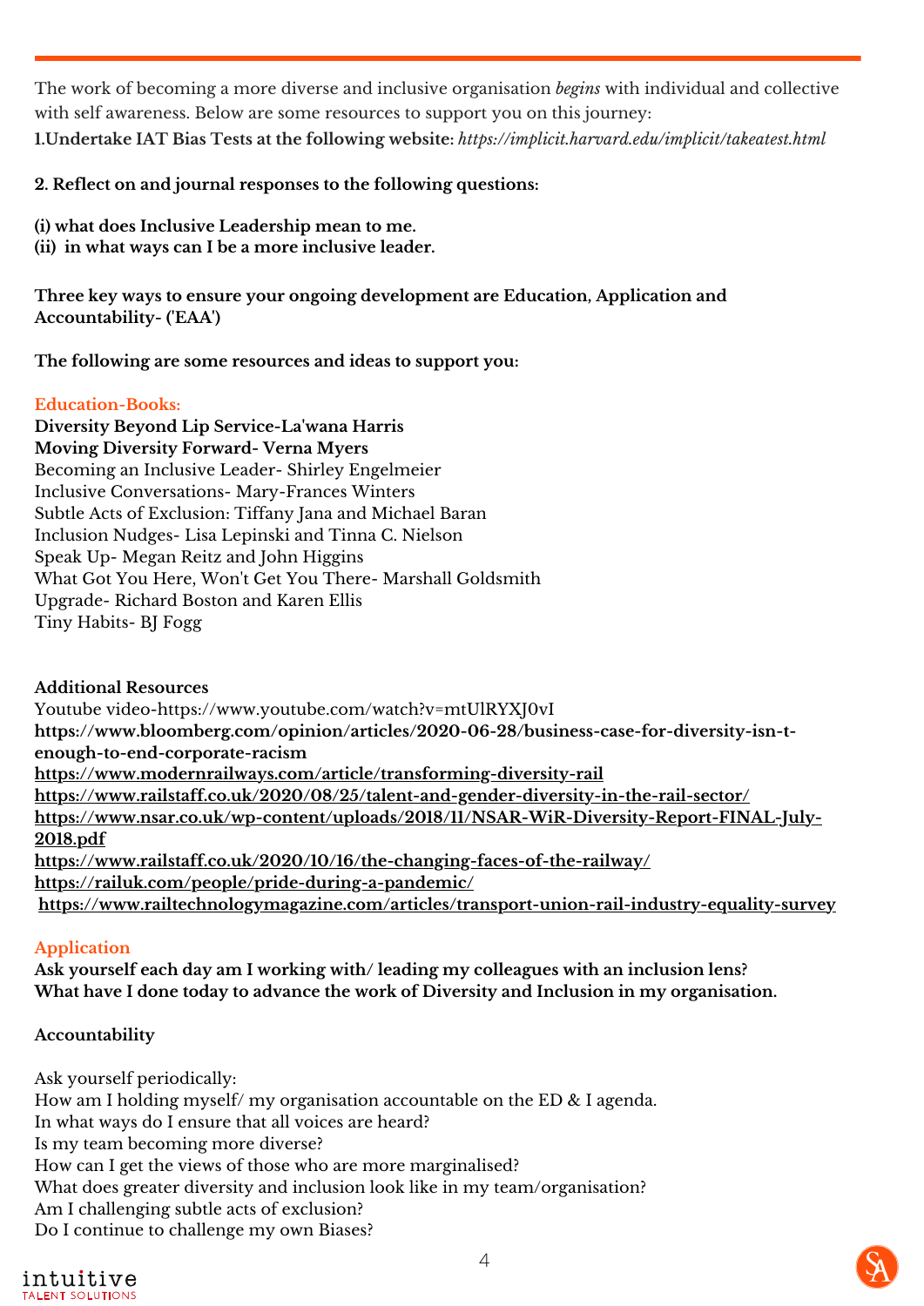The work of becoming a more diverse and inclusive organisation *begins* with individual and collective with self awareness. Below are some resources to support you on this journey:

**1.Undertake IAT Bias Tests at the following website:** ***https://implicit.harvard.edu/implicit/takeatest.html***

**2. Reflect on and journal responses to the following questions:**

**(i) what does Inclusive Leadership mean to me.**
**(ii) in what ways can I be a more inclusive leader.**

**Three key ways to ensure your ongoing development are Education, Application and Accountability- ('EAA')**

**The following are some resources and ideas to support you:**

### Education-Books:

**Diversity Beyond Lip Service-La'wana Harris**
**Moving Diversity Forward- Verna Myers**
Becoming an Inclusive Leader- Shirley Engelmeier
Inclusive Conversations- Mary-Frances Winters
Subtle Acts of Exclusion: Tiffany Jana and Michael Baran
Inclusion Nudges- Lisa Lepinski and Tinna C. Nielson
Speak Up- Megan Reitz and John Higgins
What Got You Here, Won't Get You There- Marshall Goldsmith
Upgrade- Richard Boston and Karen Ellis
Tiny Habits- BJ Fogg

### Additional Resources

Youtube video-https://www.youtube.com/watch?v=mtUlRYXJ0vI
**https://www.bloomberg.com/opinion/articles/2020-06-28/business-case-for-diversity-isn-t-enough-to-end-corporate-racism**
**https://www.modernrailways.com/article/transforming-diversity-rail**
**https://www.railstaff.co.uk/2020/08/25/talent-and-gender-diversity-in-the-rail-sector/**
**https://www.nsar.co.uk/wp-content/uploads/2018/11/NSAR-WiR-Diversity-Report-FINAL-July-2018.pdf**
**https://www.railstaff.co.uk/2020/10/16/the-changing-faces-of-the-railway/**
**https://railuk.com/people/pride-during-a-pandemic/**
**https://www.railtechnologymagazine.com/articles/transport-union-rail-industry-equality-survey**

### Application

**Ask yourself each day am I working with/ leading my colleagues with an inclusion lens?**
**What have I done today to advance the work of Diversity and Inclusion in my organisation.**

### Accountability

Ask yourself periodically:
How am I holding myself/ my organisation accountable on the ED & I agenda.
In what ways do I ensure that all voices are heard?
Is my team becoming more diverse?
How can I get the views of those who are more marginalised?
What does greater diversity and inclusion look like in my team/organisation?
Am I challenging subtle acts of exclusion?
Do I continue to challenge my own Biases?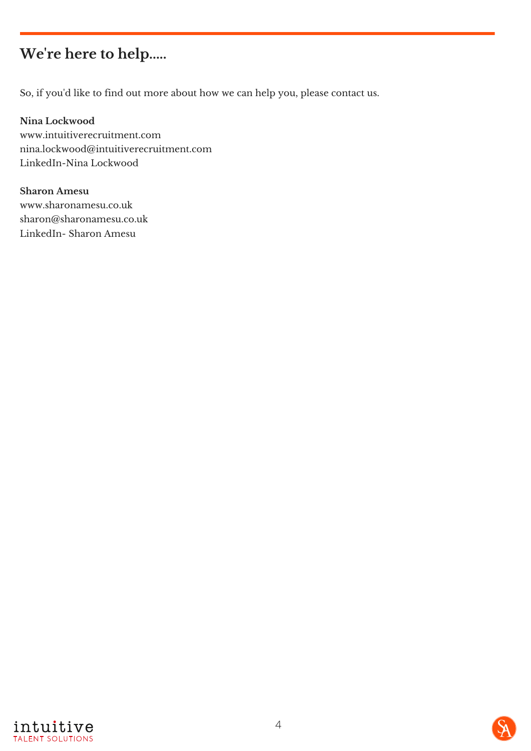## We're here to help.....

So, if you'd like to find out more about how we can help you, please contact us.

**Nina Lockwood**
www.intuitiverecruitment.com
nina.lockwood@intuitiverecruitment.com
LinkedIn-Nina Lockwood

**Sharon Amesu**
www.sharonamesu.co.uk
sharon@sharonamesu.co.uk
LinkedIn- Sharon Amesu